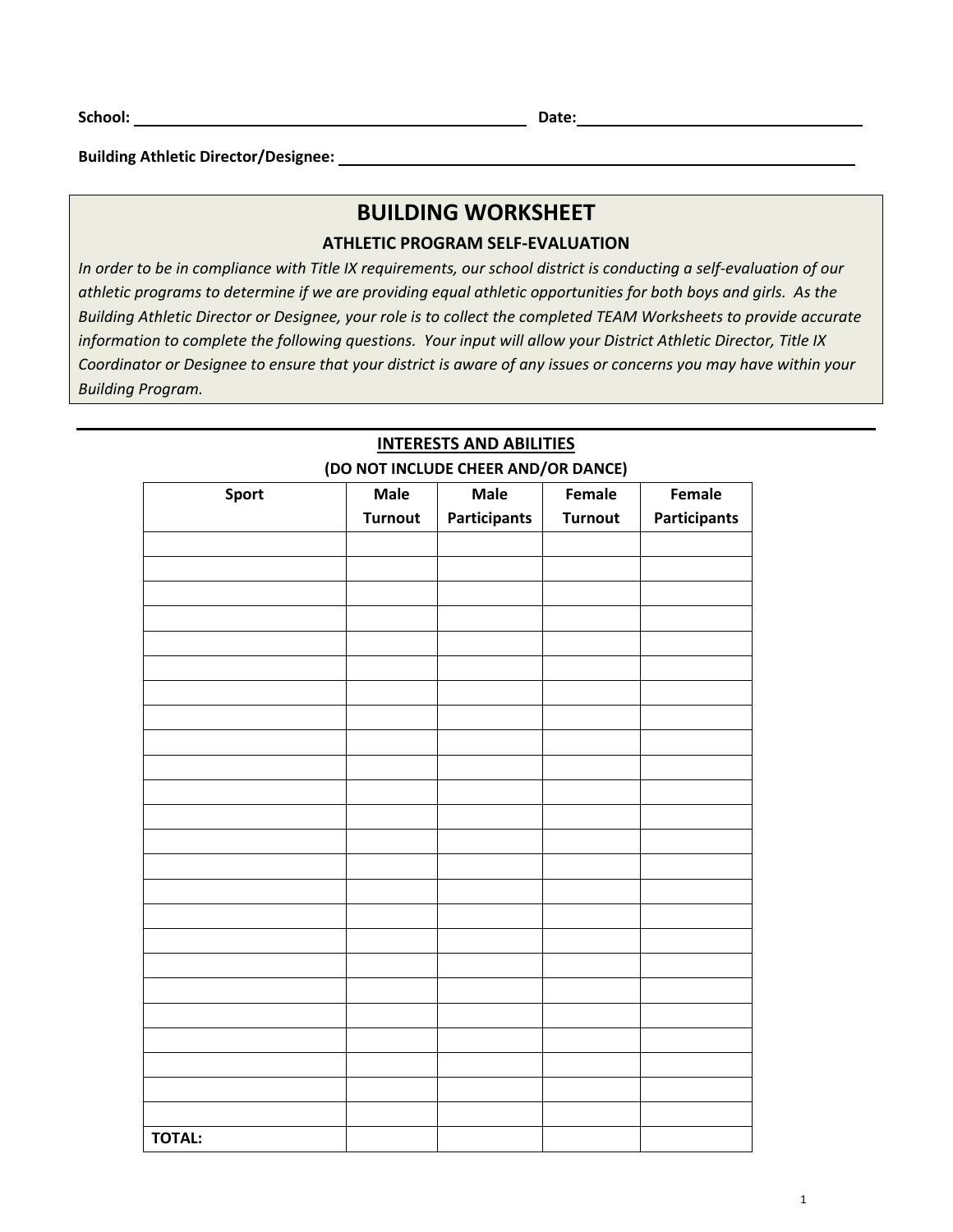**School:** ______________________________ **Date:** ______________________

**Building Athletic Director/Designee:** ______________________________________________

# BUILDING WORKSHEET

## ATHLETIC PROGRAM SELF-EVALUATION

*In order to be in compliance with Title IX requirements, our school district is conducting a self-evaluation of our athletic programs to determine if we are providing equal athletic opportunities for both boys and girls. As the Building Athletic Director or Designee, your role is to collect the completed TEAM Worksheets to provide accurate information to complete the following questions. Your input will allow your District Athletic Director, Title IX Coordinator or Designee to ensure that your district is aware of any issues or concerns you may have within your Building Program.*

---

### INTERESTS AND ABILITIES

**(DO NOT INCLUDE CHEER AND/OR DANCE)**

| Sport | Male Turnout | Male Participants | Female Turnout | Female Participants |
|---|---|---|---|---|
| | | | | |
| | | | | |
| | | | | |
| | | | | |
| | | | | |
| | | | | |
| | | | | |
| | | | | |
| | | | | |
| | | | | |
| | | | | |
| | | | | |
| | | | | |
| | | | | |
| | | | | |
| | | | | |
| | | | | |
| | | | | |
| | | | | |
| | | | | |
| | | | | |
| | | | | |
| | | | | |
| | | | | |
| **TOTAL:** | | | | |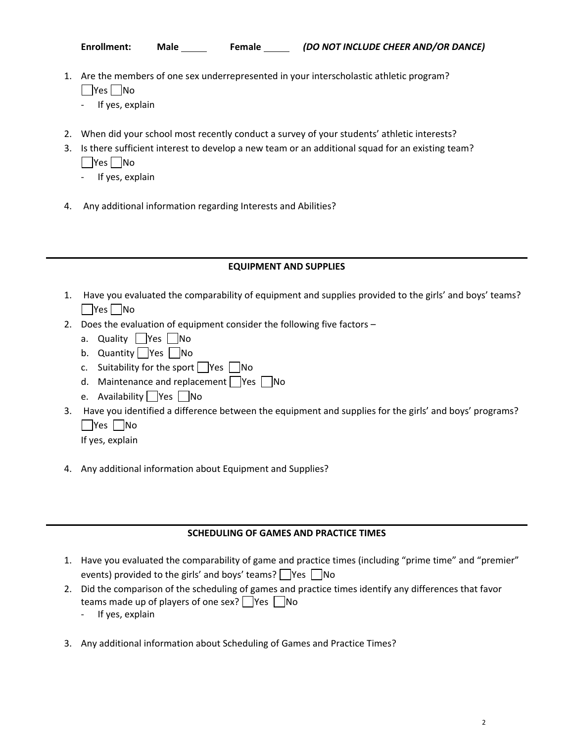**Enrollment:** **Male** _____ **Female** _____ ***(DO NOT INCLUDE CHEER AND/OR DANCE)***

1. Are the members of one sex underrepresented in your interscholastic athletic program?
   ☐Yes ☐No
   - If yes, explain

2. When did your school most recently conduct a survey of your students' athletic interests?
3. Is there sufficient interest to develop a new team or an additional squad for an existing team?
   ☐Yes ☐No
   - If yes, explain

4. Any additional information regarding Interests and Abilities?

---

## EQUIPMENT AND SUPPLIES

1. Have you evaluated the comparability of equipment and supplies provided to the girls' and boys' teams?
   ☐Yes ☐No
2. Does the evaluation of equipment consider the following five factors –
   a. Quality ☐Yes ☐No
   b. Quantity ☐Yes ☐No
   c. Suitability for the sport ☐Yes ☐No
   d. Maintenance and replacement ☐Yes ☐No
   e. Availability ☐Yes ☐No
3. Have you identified a difference between the equipment and supplies for the girls' and boys' programs?
   ☐Yes ☐No
   If yes, explain

4. Any additional information about Equipment and Supplies?

---

## SCHEDULING OF GAMES AND PRACTICE TIMES

1. Have you evaluated the comparability of game and practice times (including "prime time" and "premier" events) provided to the girls' and boys' teams? ☐Yes ☐No
2. Did the comparison of the scheduling of games and practice times identify any differences that favor teams made up of players of one sex? ☐Yes ☐No
   - If yes, explain

3. Any additional information about Scheduling of Games and Practice Times?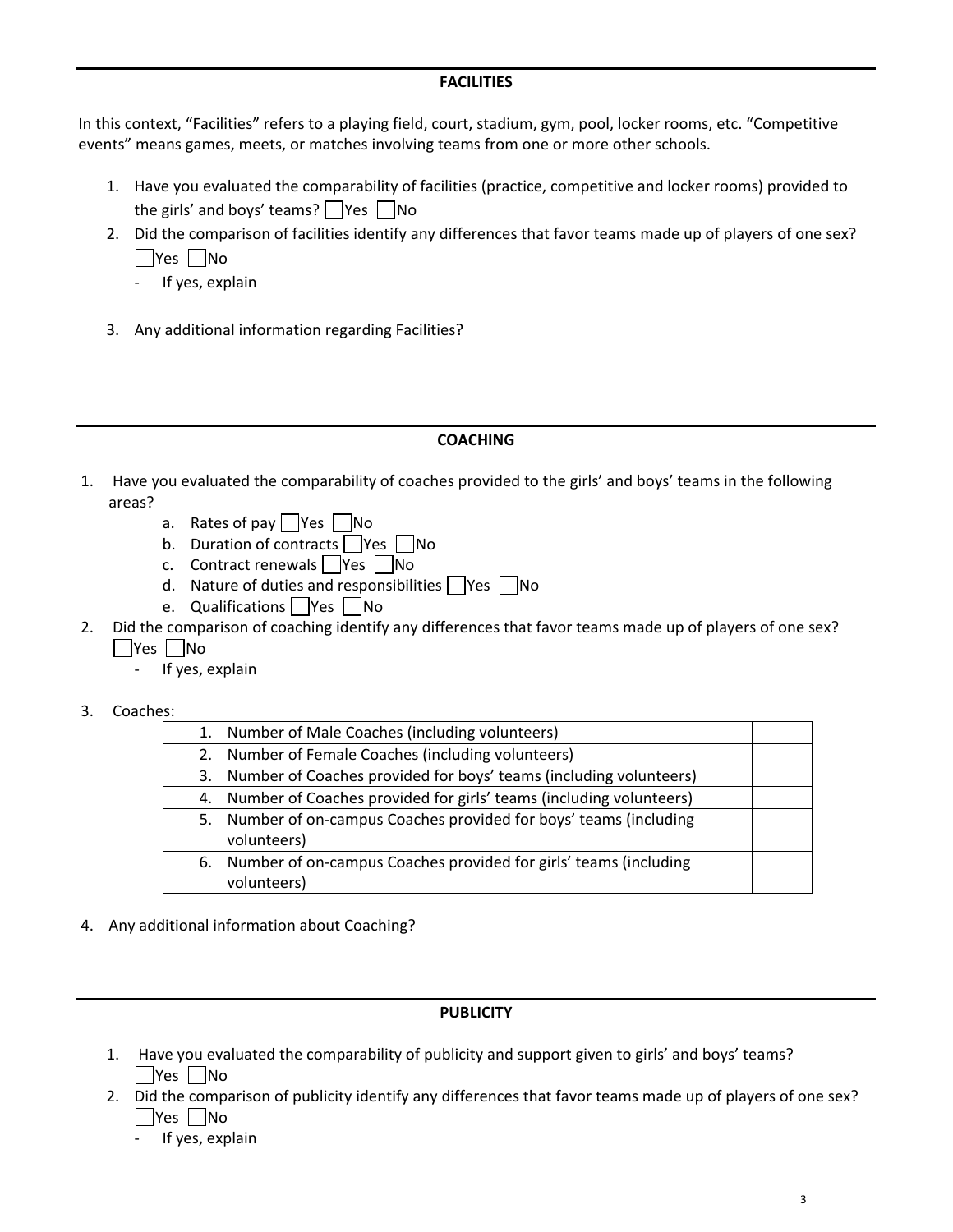## FACILITIES

In this context, "Facilities" refers to a playing field, court, stadium, gym, pool, locker rooms, etc. "Competitive events" means games, meets, or matches involving teams from one or more other schools.

1. Have you evaluated the comparability of facilities (practice, competitive and locker rooms) provided to the girls' and boys' teams? ☐ Yes ☐ No
2. Did the comparison of facilities identify any differences that favor teams made up of players of one sex? ☐ Yes ☐ No
   - If yes, explain
3. Any additional information regarding Facilities?

## COACHING

1. Have you evaluated the comparability of coaches provided to the girls' and boys' teams in the following areas?
   a. Rates of pay ☐ Yes ☐ No
   b. Duration of contracts ☐ Yes ☐ No
   c. Contract renewals ☐ Yes ☐ No
   d. Nature of duties and responsibilities ☐ Yes ☐ No
   e. Qualifications ☐ Yes ☐ No
2. Did the comparison of coaching identify any differences that favor teams made up of players of one sex? ☐ Yes ☐ No
   - If yes, explain
3. Coaches:

| | |
|---|---|
| 1. Number of Male Coaches (including volunteers) | |
| 2. Number of Female Coaches (including volunteers) | |
| 3. Number of Coaches provided for boys' teams (including volunteers) | |
| 4. Number of Coaches provided for girls' teams (including volunteers) | |
| 5. Number of on-campus Coaches provided for boys' teams (including volunteers) | |
| 6. Number of on-campus Coaches provided for girls' teams (including volunteers) | |

4. Any additional information about Coaching?

## PUBLICITY

1. Have you evaluated the comparability of publicity and support given to girls' and boys' teams? ☐ Yes ☐ No
2. Did the comparison of publicity identify any differences that favor teams made up of players of one sex? ☐ Yes ☐ No
   - If yes, explain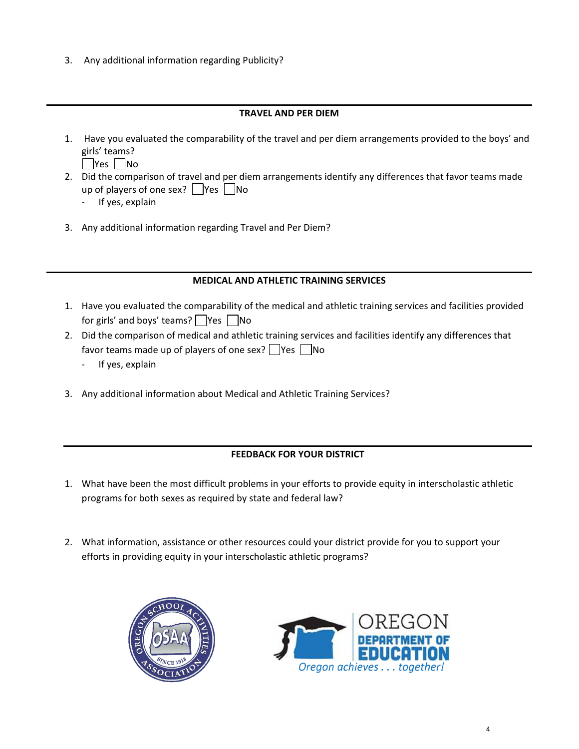3. Any additional information regarding Publicity?

## TRAVEL AND PER DIEM

1. Have you evaluated the comparability of the travel and per diem arrangements provided to the boys' and girls' teams?
   ☐Yes ☐No
2. Did the comparison of travel and per diem arrangements identify any differences that favor teams made up of players of one sex? ☐Yes ☐No
   - If yes, explain
3. Any additional information regarding Travel and Per Diem?

## MEDICAL AND ATHLETIC TRAINING SERVICES

1. Have you evaluated the comparability of the medical and athletic training services and facilities provided for girls' and boys' teams? ☐Yes ☐No
2. Did the comparison of medical and athletic training services and facilities identify any differences that favor teams made up of players of one sex? ☐Yes ☐No
   - If yes, explain
3. Any additional information about Medical and Athletic Training Services?

## FEEDBACK FOR YOUR DISTRICT

1. What have been the most difficult problems in your efforts to provide equity in interscholastic athletic programs for both sexes as required by state and federal law?
2. What information, assistance or other resources could your district provide for you to support your efforts in providing equity in your interscholastic athletic programs?

OREGON SCHOOL ACTIVITIES ASSOCIATION — OSAA — SINCE 1918

OREGON DEPARTMENT OF EDUCATION — *Oregon achieves . . . together!*